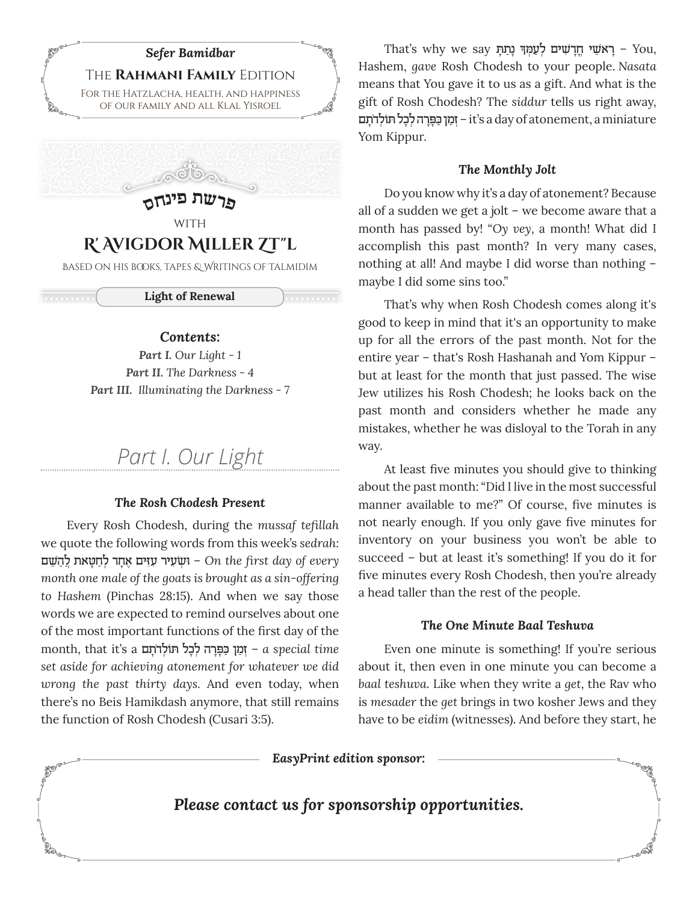*Sefer Bamidbar*

The **Rahmani Family** Edition

For the Hatzlacha, health, and happiness of our family and all Klal Yisroel

# פרשת פינחס

with

# R' Avigdor Miller zt"l

Based on his books, tapes & writings of talmidim

**Light of Renewal**

***Contents:***

***Part I.*** *Our Light - 1*

***Part II.*** *The Darkness - 4*

***Part III.*** *Illuminating the Darkness - 7*

## Part I. Our Light

### *The Rosh Chodesh Present*

Every Rosh Chodesh, during the *mussaf tefillah* we quote the following words from this week's *sedrah:* וּשְׂעִיר עִזִּים אֶחָד לְחַטָּאת לַהַשֵּׁם – *On the first day of every month one male of the goats is brought as a sin-offering to Hashem* (Pinchas 28:15). And when we say those words we are expected to remind ourselves about one of the most important functions of the first day of the month, that it's a זְמַן כַּפָּרָה לְכָל תּוֹלְדֹתָם – *a special time set aside for achieving atonement for whatever we did wrong the past thirty days.* And even today, when there's no Beis Hamikdash anymore, that still remains the function of Rosh Chodesh (Cusari 3:5).

That's why we say רָאשֵׁי חֳדָשִׁים לְעַמְּךָ נָתָתָּ – You, Hashem, *gave* Rosh Chodesh to your people. *Nasata* means that You gave it to us as a gift. And what is the gift of Rosh Chodesh? The *siddur* tells us right away, זְמַן כַּפָּרָה לְכָל תּוֹלְדֹתָם – it's a day of atonement, a miniature Yom Kippur.

### *The Monthly Jolt*

Do you know why it's a day of atonement? Because all of a sudden we get a jolt – we become aware that a month has passed by! "*Oy vey*, a month! What did I accomplish this past month? In very many cases, nothing at all! And maybe I did worse than nothing – maybe I did some sins too."

That's why when Rosh Chodesh comes along it's good to keep in mind that it's an opportunity to make up for all the errors of the past month. Not for the entire year – that's Rosh Hashanah and Yom Kippur – but at least for the month that just passed. The wise Jew utilizes his Rosh Chodesh; he looks back on the past month and considers whether he made any mistakes, whether he was disloyal to the Torah in any way.

At least five minutes you should give to thinking about the past month: "Did I live in the most successful manner available to me?" Of course, five minutes is not nearly enough. If you only gave five minutes for inventory on your business you won't be able to succeed – but at least it's something! If you do it for five minutes every Rosh Chodesh, then you're already a head taller than the rest of the people.

### *The One Minute Baal Teshuva*

Even one minute is something! If you're serious about it, then even in one minute you can become a *baal teshuva*. Like when they write a *get*, the Rav who is *mesader* the *get* brings in two kosher Jews and they have to be *eidim* (witnesses). And before they start, he

***EasyPrint edition sponsor:***

***Please contact us for sponsorship opportunities.***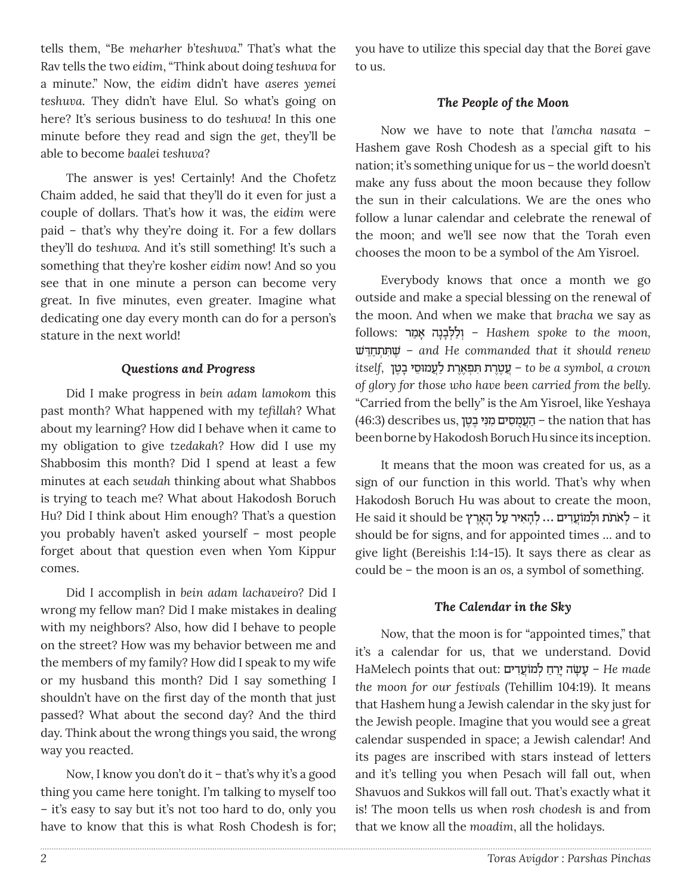tells them, "Be *meharher b'teshuva*." That's what the Rav tells the two *eidim*, "Think about doing *teshuva* for a minute." Now, the *eidim* didn't have *aseres yemei teshuva*. They didn't have Elul. So what's going on here? It's serious business to do *teshuva*! In this one minute before they read and sign the *get*, they'll be able to become *baalei teshuva*?

The answer is yes! Certainly! And the Chofetz Chaim added, he said that they'll do it even for just a couple of dollars. That's how it was, the *eidim* were paid – that's why they're doing it. For a few dollars they'll do *teshuva*. And it's still something! It's such a something that they're kosher *eidim* now! And so you see that in one minute a person can become very great. In five minutes, even greater. Imagine what dedicating one day every month can do for a person's stature in the next world!

### *Questions and Progress*

Did I make progress in *bein adam lamokom* this past month? What happened with my *tefillah*? What about my learning? How did I behave when it came to my obligation to give *tzedakah*? How did I use my Shabbosim this month? Did I spend at least a few minutes at each *seudah* thinking about what Shabbos is trying to teach me? What about Hakodosh Boruch Hu? Did I think about Him enough? That's a question you probably haven't asked yourself – most people forget about that question even when Yom Kippur comes.

Did I accomplish in *bein adam lachaveiro*? Did I wrong my fellow man? Did I make mistakes in dealing with my neighbors? Also, how did I behave to people on the street? How was my behavior between me and the members of my family? How did I speak to my wife or my husband this month? Did I say something I shouldn't have on the first day of the month that just passed? What about the second day? And the third day. Think about the wrong things you said, the wrong way you reacted.

Now, I know you don't do it – that's why it's a good thing you came here tonight. I'm talking to myself too – it's easy to say but it's not too hard to do, only you have to know that this is what Rosh Chodesh is for; you have to utilize this special day that the *Borei* gave to us.

### *The People of the Moon*

Now we have to note that *l'amcha nasata* – Hashem gave Rosh Chodesh as a special gift to his nation; it's something unique for us – the world doesn't make any fuss about the moon because they follow the sun in their calculations. We are the ones who follow a lunar calendar and celebrate the renewal of the moon; and we'll see now that the Torah even chooses the moon to be a symbol of the Am Yisroel.

Everybody knows that once a month we go outside and make a special blessing on the renewal of the moon. And when we make that *bracha* we say as follows: וְלַלְּבָנָה אָמַר – *Hashem spoke to the moon,* שֶׁתִּתְחַדֵּשׁ – *and He commanded that it should renew itself,* עֲטֶרֶת תִּפְאֶרֶת לַעֲמוּסֵי בָטֶן – *to be a symbol, a crown of glory for those who have been carried from the belly.* "Carried from the belly" is the Am Yisroel, like Yeshaya (46:3) describes us, הָעֲמֻסִים מִנִּי בֶטֶן – the nation that has been borne by Hakodosh Boruch Hu since its inception.

It means that the moon was created for us, as a sign of our function in this world. That's why when Hakodosh Boruch Hu was about to create the moon, He said it should be לְאֹתֹת וּלְמוֹעֲדִים ... לְהָאִיר עַל הָאָרֶץ – it should be for signs, and for appointed times ... and to give light (Bereishis 1:14-15). It says there as clear as could be – the moon is an *os*, a symbol of something.

### *The Calendar in the Sky*

Now, that the moon is for "appointed times," that it's a calendar for us, that we understand. Dovid HaMelech points that out: עָשָׂה יָרֵחַ לְמוֹעֲדִים – *He made the moon for our festivals* (Tehillim 104:19). It means that Hashem hung a Jewish calendar in the sky just for the Jewish people. Imagine that you would see a great calendar suspended in space; a Jewish calendar! And its pages are inscribed with stars instead of letters and it's telling you when Pesach will fall out, when Shavuos and Sukkos will fall out. That's exactly what it is! The moon tells us when *rosh chodesh* is and from that we know all the *moadim*, all the holidays.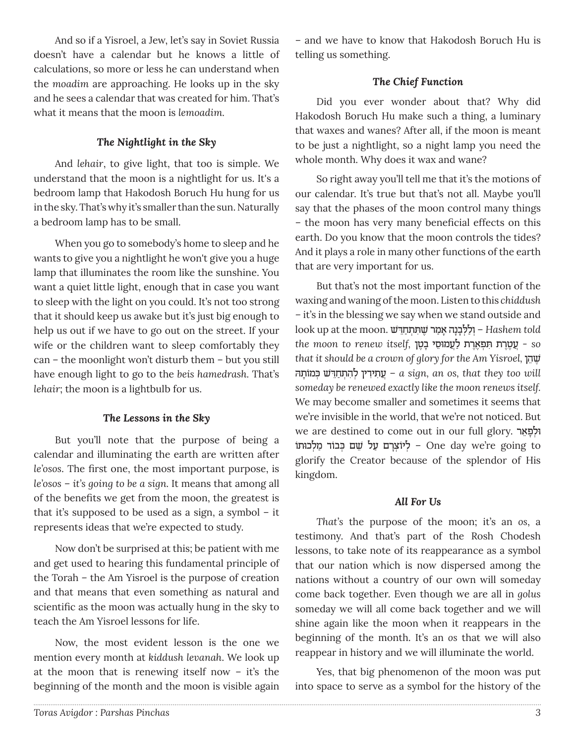And so if a Yisroel, a Jew, let's say in Soviet Russia doesn't have a calendar but he knows a little of calculations, so more or less he can understand when the *moadim* are approaching. He looks up in the sky and he sees a calendar that was created for him. That's what it means that the moon is *lemoadim*.

### *The Nightlight in the Sky*

And *lehair*, to give light, that too is simple. We understand that the moon is a nightlight for us. It's a bedroom lamp that Hakodosh Boruch Hu hung for us in the sky. That's why it's smaller than the sun. Naturally a bedroom lamp has to be small.

When you go to somebody's home to sleep and he wants to give you a nightlight he won't give you a huge lamp that illuminates the room like the sunshine. You want a quiet little light, enough that in case you want to sleep with the light on you could. It's not too strong that it should keep us awake but it's just big enough to help us out if we have to go out on the street. If your wife or the children want to sleep comfortably they can – the moonlight won't disturb them – but you still have enough light to go to the *beis hamedrash*. That's *lehair*; the moon is a lightbulb for us.

### *The Lessons in the Sky*

But you'll note that the purpose of being a calendar and illuminating the earth are written after *le'osos*. The first one, the most important purpose, is *le'osos – it's going to be a sign*. It means that among all of the benefits we get from the moon, the greatest is that it's supposed to be used as a sign, a symbol – it represents ideas that we're expected to study.

Now don't be surprised at this; be patient with me and get used to hearing this fundamental principle of the Torah – the Am Yisroel is the purpose of creation and that means that even something as natural and scientific as the moon was actually hung in the sky to teach the Am Yisroel lessons for life.

Now, the most evident lesson is the one we mention every month at *kiddush levanah*. We look up at the moon that is renewing itself now – it's the beginning of the month and the moon is visible again – and we have to know that Hakodosh Boruch Hu is telling us something.

### *The Chief Function*

Did you ever wonder about that? Why did Hakodosh Boruch Hu make such a thing, a luminary that waxes and wanes? After all, if the moon is meant to be just a nightlight, so a night lamp you need the whole month. Why does it wax and wane?

So right away you'll tell me that it's the motions of our calendar. It's true but that's not all. Maybe you'll say that the phases of the moon control many things – the moon has very many beneficial effects on this earth. Do you know that the moon controls the tides? And it plays a role in many other functions of the earth that are very important for us.

But that's not the most important function of the waxing and waning of the moon. Listen to this *chiddush* – it's in the blessing we say when we stand outside and look up at the moon. וְלַלְּבָנָה אָמַר שֶׁתִּתְחַדֵּשׁ – *Hashem told the moon to renew itself*, עֲטֶרֶת תִּפְאֶרֶת לַעֲמוּסֵי בָטֶן – *so that it should be a crown of glory for the Am Yisroel*, שֶׁהֵן עֲתִידִין לְהִתְחַדֵּשׁ כְּמוֹתָהּ – *a sign, an os, that they too will someday be renewed exactly like the moon renews itself*. We may become smaller and sometimes it seems that we're invisible in the world, that we're not noticed. But we are destined to come out in our full glory. וּלְפָאֵר לְיוֹצְרָם עַל שֵׁם כְּבוֹד מַלְכוּתוֹ – One day we're going to glorify the Creator because of the splendor of His kingdom.

### *All For Us*

*That's* the purpose of the moon; it's an *os*, a testimony. And that's part of the Rosh Chodesh lessons, to take note of its reappearance as a symbol that our nation which is now dispersed among the nations without a country of our own will someday come back together. Even though we are all in *golus* someday we will all come back together and we will shine again like the moon when it reappears in the beginning of the month. It's an *os* that we will also reappear in history and we will illuminate the world.

Yes, that big phenomenon of the moon was put into space to serve as a symbol for the history of the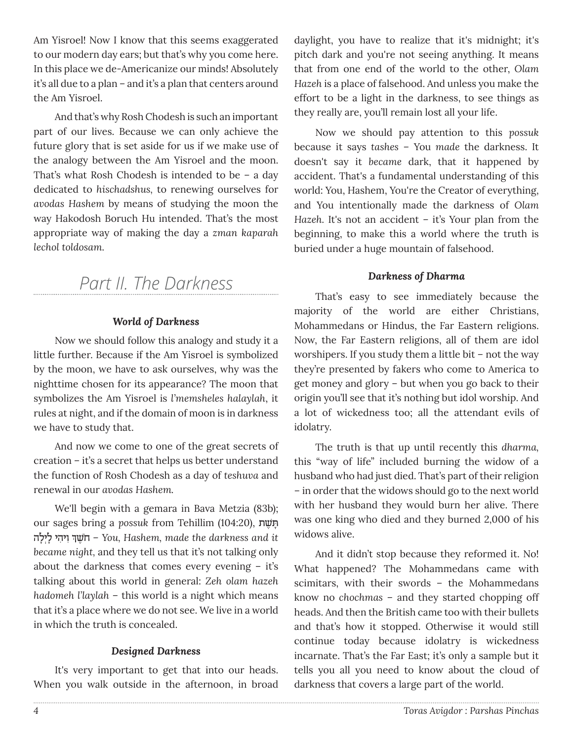Am Yisroel! Now I know that this seems exaggerated to our modern day ears; but that's why you come here. In this place we de-Americanize our minds! Absolutely it's all due to a plan – and it's a plan that centers around the Am Yisroel.

And that's why Rosh Chodesh is such an important part of our lives. Because we can only achieve the future glory that is set aside for us if we make use of the analogy between the Am Yisroel and the moon. That's what Rosh Chodesh is intended to be – a day dedicated to *hischadshus*, to renewing ourselves for *avodas Hashem* by means of studying the moon the way Hakodosh Boruch Hu intended. That's the most appropriate way of making the day a *zman kaparah lechol toldosam.*

## Part II. The Darkness

### *World of Darkness*

Now we should follow this analogy and study it a little further. Because if the Am Yisroel is symbolized by the moon, we have to ask ourselves, why was the nighttime chosen for its appearance? The moon that symbolizes the Am Yisroel is *l'memsheles halaylah*, it rules at night, and if the domain of moon is in darkness we have to study that.

And now we come to one of the great secrets of creation – it's a secret that helps us better understand the function of Rosh Chodesh as a day of *teshuva* and renewal in our *avodas Hashem.*

We'll begin with a gemara in Bava Metzia (83b); our sages bring a *possuk* from Tehillim (104:20), תָּשֶׁת חֹשֶׁךְ וִיהִי לָיְלָה – *You, Hashem, made the darkness and it became night*, and they tell us that it's not talking only about the darkness that comes every evening – it's talking about this world in general: *Zeh olam hazeh hadomeh l'laylah* – this world is a night which means that it's a place where we do not see. We live in a world in which the truth is concealed.

### *Designed Darkness*

It's very important to get that into our heads. When you walk outside in the afternoon, in broad daylight, you have to realize that it's midnight; it's pitch dark and you're not seeing anything. It means that from one end of the world to the other, *Olam Hazeh* is a place of falsehood. And unless you make the effort to be a light in the darkness, to see things as they really are, you'll remain lost all your life.

Now we should pay attention to this *possuk* because it says *tashes* – You *made* the darkness. It doesn't say it *became* dark, that it happened by accident. That's a fundamental understanding of this world: You, Hashem, You're the Creator of everything, and You intentionally made the darkness of *Olam Hazeh*. It's not an accident – it's Your plan from the beginning, to make this a world where the truth is buried under a huge mountain of falsehood.

### *Darkness of Dharma*

That's easy to see immediately because the majority of the world are either Christians, Mohammedans or Hindus, the Far Eastern religions. Now, the Far Eastern religions, all of them are idol worshipers. If you study them a little bit – not the way they're presented by fakers who come to America to get money and glory – but when you go back to their origin you'll see that it's nothing but idol worship. And a lot of wickedness too; all the attendant evils of idolatry.

The truth is that up until recently this *dharma*, this "way of life" included burning the widow of a husband who had just died. That's part of their religion – in order that the widows should go to the next world with her husband they would burn her alive. There was one king who died and they burned 2,000 of his widows alive.

And it didn't stop because they reformed it. No! What happened? The Mohammedans came with scimitars, with their swords – the Mohammedans know no *chochmas* – and they started chopping off heads. And then the British came too with their bullets and that's how it stopped. Otherwise it would still continue today because idolatry is wickedness incarnate. That's the Far East; it's only a sample but it tells you all you need to know about the cloud of darkness that covers a large part of the world.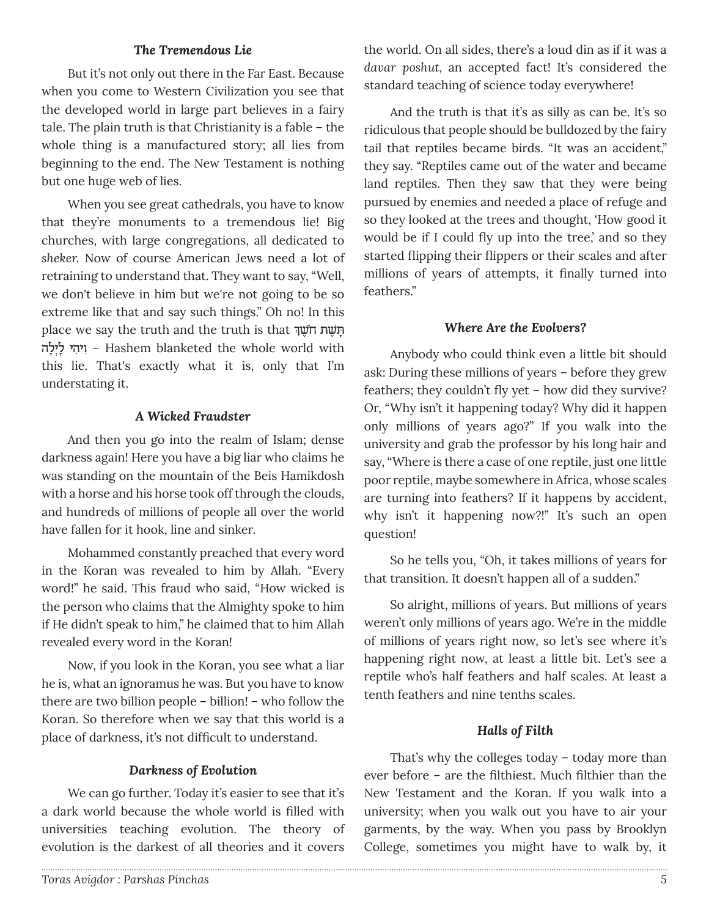### *The Tremendous Lie*

But it's not only out there in the Far East. Because when you come to Western Civilization you see that the developed world in large part believes in a fairy tale. The plain truth is that Christianity is a fable – the whole thing is a manufactured story; all lies from beginning to the end. The New Testament is nothing but one huge web of lies.

When you see great cathedrals, you have to know that they're monuments to a tremendous lie! Big churches, with large congregations, all dedicated to *sheker.* Now of course American Jews need a lot of retraining to understand that. They want to say, "Well, we don't believe in him but we're not going to be so extreme like that and say such things." Oh no! In this place we say the truth and the truth is that תָּשֶׁת חֹשֶׁךְ וַיְהִי לָיְלָה – Hashem blanketed the whole world with this lie. That's exactly what it is, only that I'm understating it.

### *A Wicked Fraudster*

And then you go into the realm of Islam; dense darkness again! Here you have a big liar who claims he was standing on the mountain of the Beis Hamikdosh with a horse and his horse took off through the clouds, and hundreds of millions of people all over the world have fallen for it hook, line and sinker.

Mohammed constantly preached that every word in the Koran was revealed to him by Allah. "Every word!" he said. This fraud who said, "How wicked is the person who claims that the Almighty spoke to him if He didn't speak to him," he claimed that to him Allah revealed every word in the Koran!

Now, if you look in the Koran, you see what a liar he is, what an ignoramus he was. But you have to know there are two billion people – billion! – who follow the Koran. So therefore when we say that this world is a place of darkness, it's not difficult to understand.

### *Darkness of Evolution*

We can go further. Today it's easier to see that it's a dark world because the whole world is filled with universities teaching evolution. The theory of evolution is the darkest of all theories and it covers the world. On all sides, there's a loud din as if it was a *davar poshut*, an accepted fact! It's considered the standard teaching of science today everywhere!

And the truth is that it's as silly as can be. It's so ridiculous that people should be bulldozed by the fairy tail that reptiles became birds. "It was an accident," they say. "Reptiles came out of the water and became land reptiles. Then they saw that they were being pursued by enemies and needed a place of refuge and so they looked at the trees and thought, 'How good it would be if I could fly up into the tree,' and so they started flipping their flippers or their scales and after millions of years of attempts, it finally turned into feathers."

### *Where Are the Evolvers?*

Anybody who could think even a little bit should ask: During these millions of years – before they grew feathers; they couldn't fly yet – how did they survive? Or, "Why isn't it happening today? Why did it happen only millions of years ago?" If you walk into the university and grab the professor by his long hair and say, "Where is there a case of one reptile, just one little poor reptile, maybe somewhere in Africa, whose scales are turning into feathers? If it happens by accident, why isn't it happening now?!" It's such an open question!

So he tells you, "Oh, it takes millions of years for that transition. It doesn't happen all of a sudden."

So alright, millions of years. But millions of years weren't only millions of years ago. We're in the middle of millions of years right now, so let's see where it's happening right now, at least a little bit. Let's see a reptile who's half feathers and half scales. At least a tenth feathers and nine tenths scales.

### *Halls of Filth*

That's why the colleges today – today more than ever before – are the filthiest. Much filthier than the New Testament and the Koran. If you walk into a university; when you walk out you have to air your garments, by the way. When you pass by Brooklyn College, sometimes you might have to walk by, it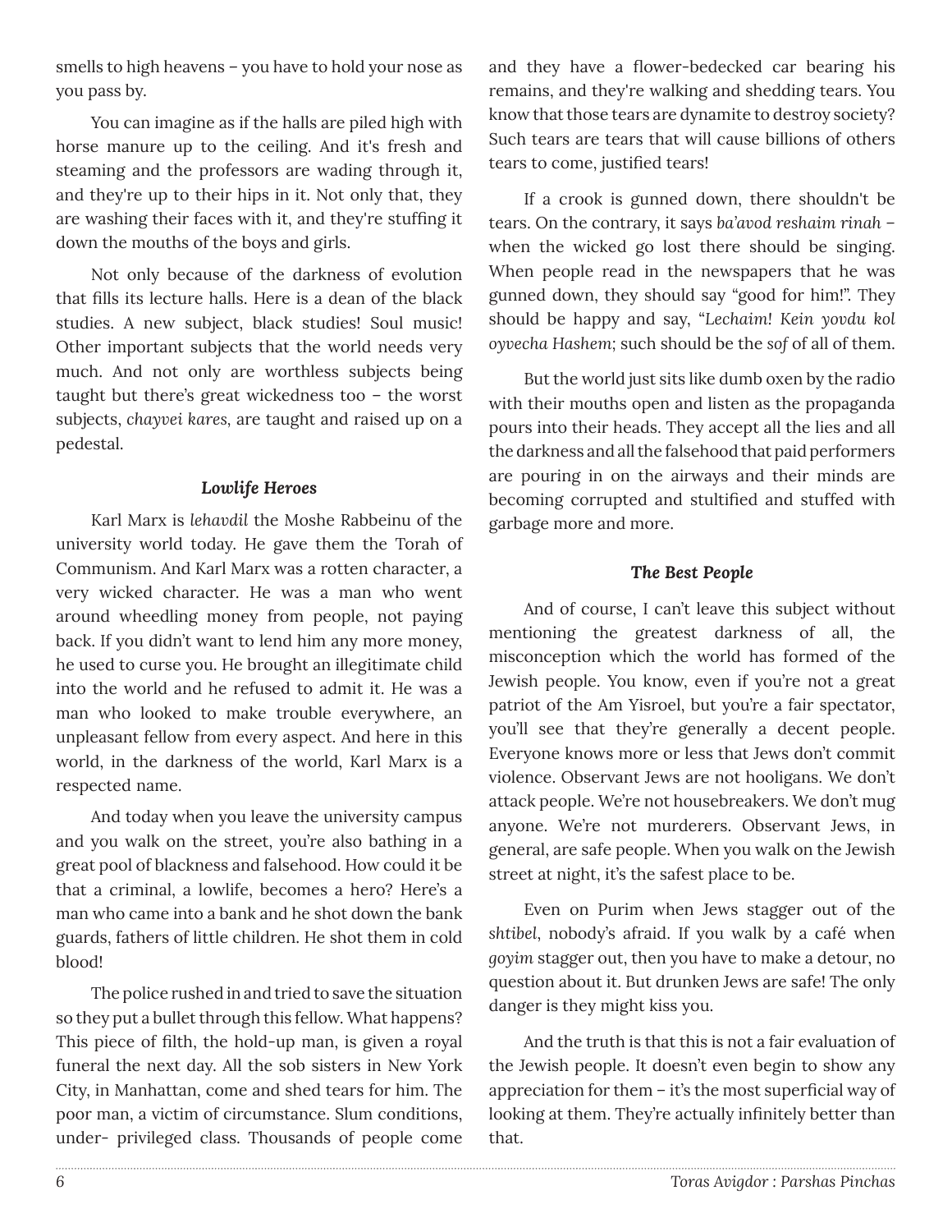smells to high heavens – you have to hold your nose as you pass by.

You can imagine as if the halls are piled high with horse manure up to the ceiling. And it's fresh and steaming and the professors are wading through it, and they're up to their hips in it. Not only that, they are washing their faces with it, and they're stuffing it down the mouths of the boys and girls.

Not only because of the darkness of evolution that fills its lecture halls. Here is a dean of the black studies. A new subject, black studies! Soul music! Other important subjects that the world needs very much. And not only are worthless subjects being taught but there's great wickedness too – the worst subjects, *chayvei kares*, are taught and raised up on a pedestal.

### *Lowlife Heroes*

Karl Marx is *lehavdil* the Moshe Rabbeinu of the university world today. He gave them the Torah of Communism. And Karl Marx was a rotten character, a very wicked character. He was a man who went around wheedling money from people, not paying back. If you didn't want to lend him any more money, he used to curse you. He brought an illegitimate child into the world and he refused to admit it. He was a man who looked to make trouble everywhere, an unpleasant fellow from every aspect. And here in this world, in the darkness of the world, Karl Marx is a respected name.

And today when you leave the university campus and you walk on the street, you're also bathing in a great pool of blackness and falsehood. How could it be that a criminal, a lowlife, becomes a hero? Here's a man who came into a bank and he shot down the bank guards, fathers of little children. He shot them in cold blood!

The police rushed in and tried to save the situation so they put a bullet through this fellow. What happens? This piece of filth, the hold-up man, is given a royal funeral the next day. All the sob sisters in New York City, in Manhattan, come and shed tears for him. The poor man, a victim of circumstance. Slum conditions, under- privileged class. Thousands of people come and they have a flower-bedecked car bearing his remains, and they're walking and shedding tears. You know that those tears are dynamite to destroy society? Such tears are tears that will cause billions of others tears to come, justified tears!

If a crook is gunned down, there shouldn't be tears. On the contrary, it says *ba'avod reshaim rinah* – when the wicked go lost there should be singing. When people read in the newspapers that he was gunned down, they should say "good for him!". They should be happy and say, "*Lechaim! Kein yovdu kol oyvecha Hashem*; such should be the *sof* of all of them.

But the world just sits like dumb oxen by the radio with their mouths open and listen as the propaganda pours into their heads. They accept all the lies and all the darkness and all the falsehood that paid performers are pouring in on the airways and their minds are becoming corrupted and stultified and stuffed with garbage more and more.

### *The Best People*

And of course, I can't leave this subject without mentioning the greatest darkness of all, the misconception which the world has formed of the Jewish people. You know, even if you're not a great patriot of the Am Yisroel, but you're a fair spectator, you'll see that they're generally a decent people. Everyone knows more or less that Jews don't commit violence. Observant Jews are not hooligans. We don't attack people. We're not housebreakers. We don't mug anyone. We're not murderers. Observant Jews, in general, are safe people. When you walk on the Jewish street at night, it's the safest place to be.

Even on Purim when Jews stagger out of the *shtibel*, nobody's afraid. If you walk by a café when *goyim* stagger out, then you have to make a detour, no question about it. But drunken Jews are safe! The only danger is they might kiss you.

And the truth is that this is not a fair evaluation of the Jewish people. It doesn't even begin to show any appreciation for them – it's the most superficial way of looking at them. They're actually infinitely better than that.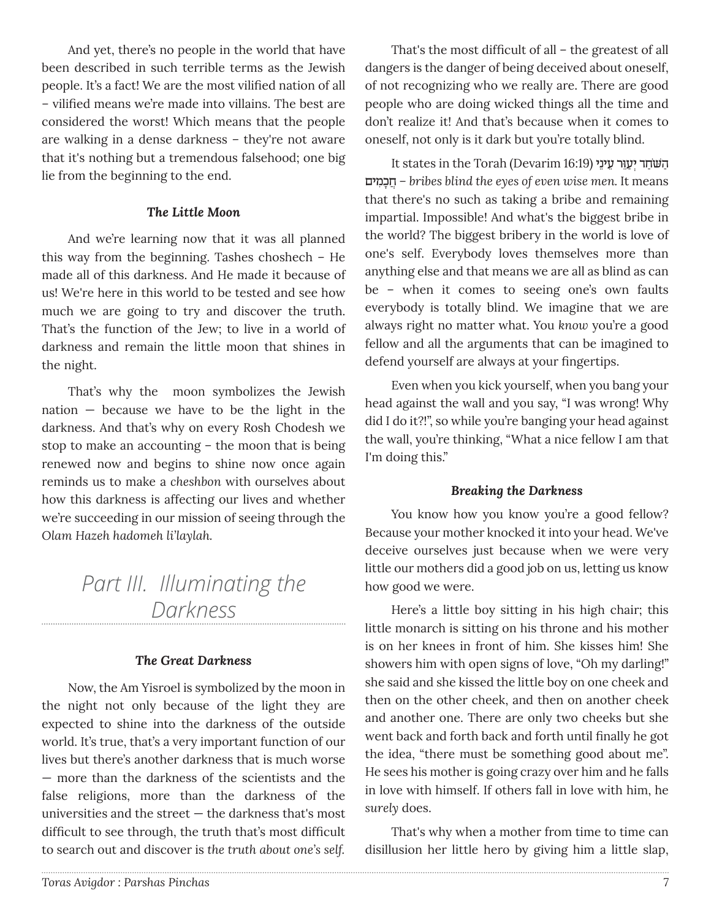And yet, there's no people in the world that have been described in such terrible terms as the Jewish people. It's a fact! We are the most vilified nation of all – vilified means we're made into villains. The best are considered the worst! Which means that the people are walking in a dense darkness – they're not aware that it's nothing but a tremendous falsehood; one big lie from the beginning to the end.

#### *The Little Moon*

And we're learning now that it was all planned this way from the beginning. Tashes choshech – He made all of this darkness. And He made it because of us! We're here in this world to be tested and see how much we are going to try and discover the truth. That's the function of the Jew; to live in a world of darkness and remain the little moon that shines in the night.

That's why the moon symbolizes the Jewish nation — because we have to be the light in the darkness. And that's why on every Rosh Chodesh we stop to make an accounting – the moon that is being renewed now and begins to shine now once again reminds us to make a *cheshbon* with ourselves about how this darkness is affecting our lives and whether we're succeeding in our mission of seeing through the *Olam Hazeh hadomeh li'laylah.*

## Part III. Illuminating the Darkness

#### *The Great Darkness*

Now, the Am Yisroel is symbolized by the moon in the night not only because of the light they are expected to shine into the darkness of the outside world. It's true, that's a very important function of our lives but there's another darkness that is much worse — more than the darkness of the scientists and the false religions, more than the darkness of the universities and the street — the darkness that's most difficult to see through, the truth that's most difficult to search out and discover is *the truth about one's self.*

That's the most difficult of all – the greatest of all dangers is the danger of being deceived about oneself, of not recognizing who we really are. There are good people who are doing wicked things all the time and don't realize it! And that's because when it comes to oneself, not only is it dark but you're totally blind.

It states in the Torah (Devarim 16:19) **הַשֹּׁחַד יְעַוֵּר עֵינֵי חֲכָמִים** – *bribes blind the eyes of even wise men.* It means that there's no such as taking a bribe and remaining impartial. Impossible! And what's the biggest bribe in the world? The biggest bribery in the world is love of one's self. Everybody loves themselves more than anything else and that means we are all as blind as can be – when it comes to seeing one's own faults everybody is totally blind. We imagine that we are always right no matter what. You *know* you're a good fellow and all the arguments that can be imagined to defend yourself are always at your fingertips.

Even when you kick yourself, when you bang your head against the wall and you say, "I was wrong! Why did I do it?!", so while you're banging your head against the wall, you're thinking, "What a nice fellow I am that I'm doing this."

#### *Breaking the Darkness*

You know how you know you're a good fellow? Because your mother knocked it into your head. We've deceive ourselves just because when we were very little our mothers did a good job on us, letting us know how good we were.

Here's a little boy sitting in his high chair; this little monarch is sitting on his throne and his mother is on her knees in front of him. She kisses him! She showers him with open signs of love, "Oh my darling!" she said and she kissed the little boy on one cheek and then on the other cheek, and then on another cheek and another one. There are only two cheeks but she went back and forth back and forth until finally he got the idea, "there must be something good about me". He sees his mother is going crazy over him and he falls in love with himself. If others fall in love with him, he *surely* does.

That's why when a mother from time to time can disillusion her little hero by giving him a little slap,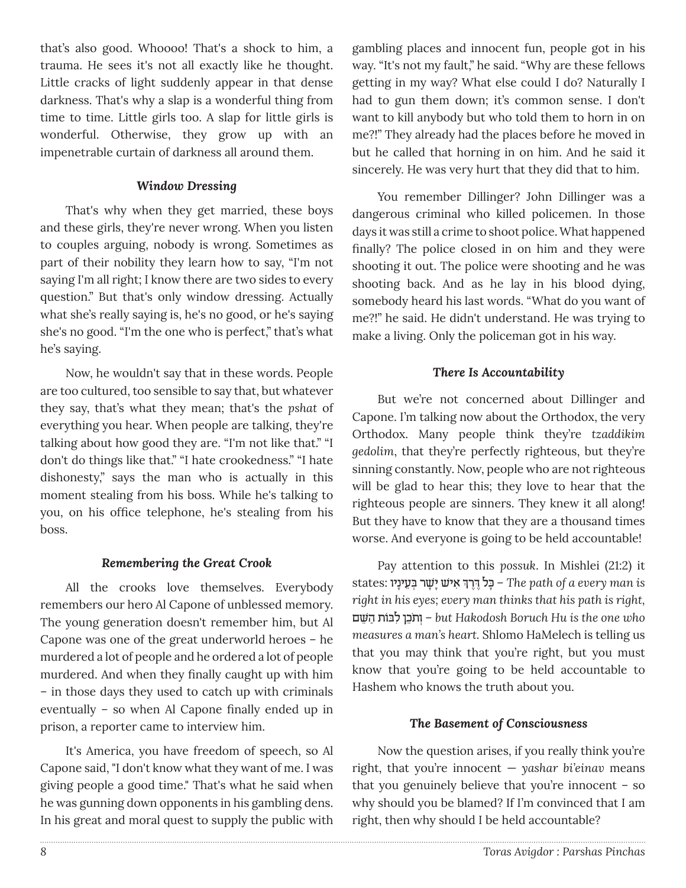that's also good. Whoooo! That's a shock to him, a trauma. He sees it's not all exactly like he thought. Little cracks of light suddenly appear in that dense darkness. That's why a slap is a wonderful thing from time to time. Little girls too. A slap for little girls is wonderful. Otherwise, they grow up with an impenetrable curtain of darkness all around them.

### *Window Dressing*

That's why when they get married, these boys and these girls, they're never wrong. When you listen to couples arguing, nobody is wrong. Sometimes as part of their nobility they learn how to say, "I'm not saying I'm all right; I know there are two sides to every question." But that's only window dressing. Actually what she's really saying is, he's no good, or he's saying she's no good. "I'm the one who is perfect," that's what he's saying.

Now, he wouldn't say that in these words. People are too cultured, too sensible to say that, but whatever they say, that's what they mean; that's the *pshat* of everything you hear. When people are talking, they're talking about how good they are. "I'm not like that." "I don't do things like that." "I hate crookedness." "I hate dishonesty," says the man who is actually in this moment stealing from his boss. While he's talking to you, on his office telephone, he's stealing from his boss.

### *Remembering the Great Crook*

All the crooks love themselves. Everybody remembers our hero Al Capone of unblessed memory. The young generation doesn't remember him, but Al Capone was one of the great underworld heroes – he murdered a lot of people and he ordered a lot of people murdered. And when they finally caught up with him – in those days they used to catch up with criminals eventually – so when Al Capone finally ended up in prison, a reporter came to interview him.

It's America, you have freedom of speech, so Al Capone said, "I don't know what they want of me. I was giving people a good time." That's what he said when he was gunning down opponents in his gambling dens. In his great and moral quest to supply the public with gambling places and innocent fun, people got in his way. "It's not my fault," he said. "Why are these fellows getting in my way? What else could I do? Naturally I had to gun them down; it's common sense. I don't want to kill anybody but who told them to horn in on me?!" They already had the places before he moved in but he called that horning in on him. And he said it sincerely. He was very hurt that they did that to him.

You remember Dillinger? John Dillinger was a dangerous criminal who killed policemen. In those days it was still a crime to shoot police. What happened finally? The police closed in on him and they were shooting it out. The police were shooting and he was shooting back. And as he lay in his blood dying, somebody heard his last words. "What do you want of me?!" he said. He didn't understand. He was trying to make a living. Only the policeman got in his way.

### *There Is Accountability*

But we're not concerned about Dillinger and Capone. I'm talking now about the Orthodox, the very Orthodox. Many people think they're *tzaddikim gedolim*, that they're perfectly righteous, but they're sinning constantly. Now, people who are not righteous will be glad to hear this; they love to hear that the righteous people are sinners. They knew it all along! But they have to know that they are a thousand times worse. And everyone is going to be held accountable!

Pay attention to this *possuk*. In Mishlei (21:2) it states: **כָּל דֶּרֶךְ אִישׁ יָשָׁר בְּעֵינָיו** – *The path of a every man is right in his eyes*; *every man thinks that his path is right,* **וְתֹכֵן לִבּוֹת הַשֵּׁם** – *but Hakodosh Boruch Hu is the one who measures a man's heart.* Shlomo HaMelech is telling us that you may think that you're right, but you must know that you're going to be held accountable to Hashem who knows the truth about you.

### *The Basement of Consciousness*

Now the question arises, if you really think you're right, that you're innocent — *yashar bi'einav* means that you genuinely believe that you're innocent – so why should you be blamed? If I'm convinced that I am right, then why should I be held accountable?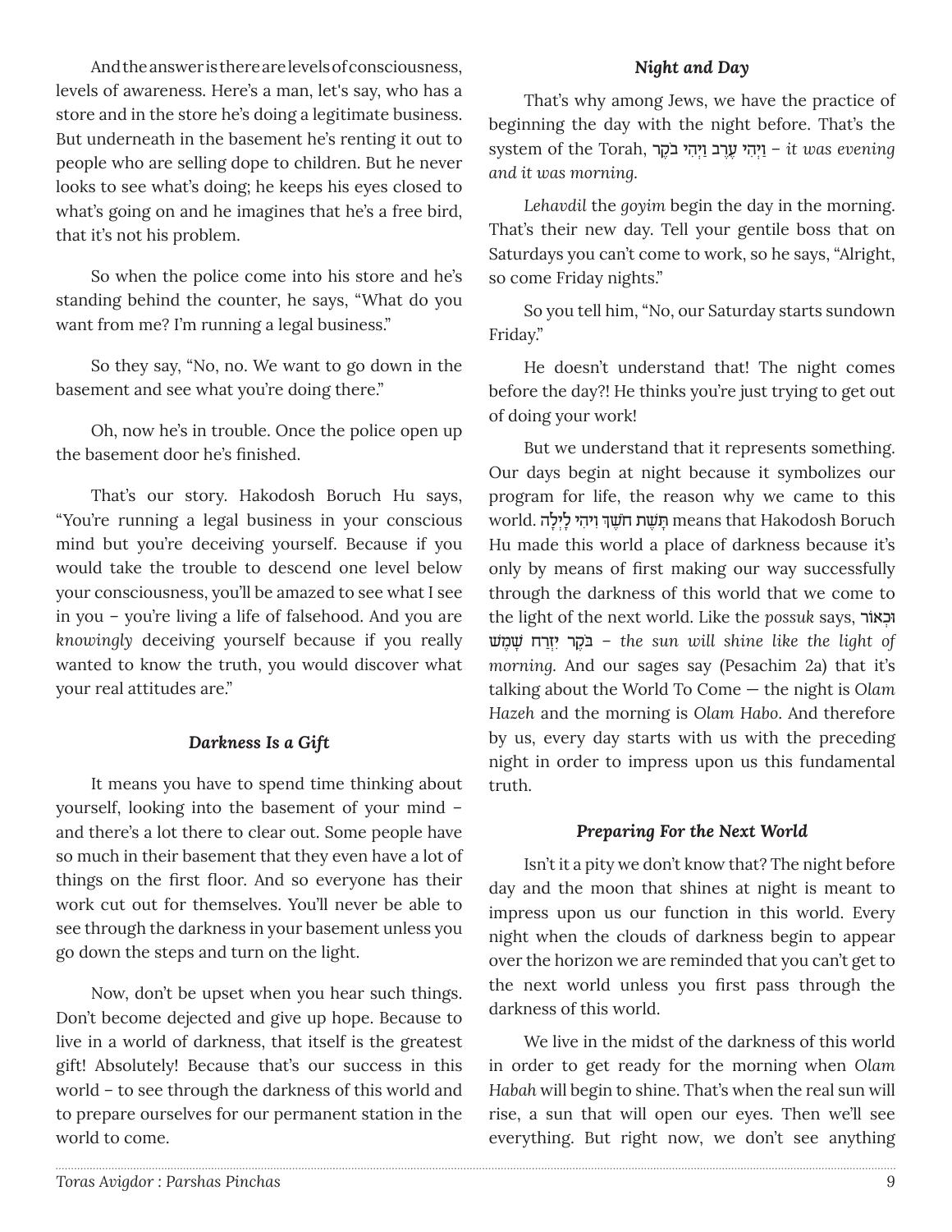And the answer is there are levels of consciousness, levels of awareness. Here's a man, let's say, who has a store and in the store he's doing a legitimate business. But underneath in the basement he's renting it out to people who are selling dope to children. But he never looks to see what's doing; he keeps his eyes closed to what's going on and he imagines that he's a free bird, that it's not his problem.

So when the police come into his store and he's standing behind the counter, he says, "What do you want from me? I'm running a legal business."

So they say, "No, no. We want to go down in the basement and see what you're doing there."

Oh, now he's in trouble. Once the police open up the basement door he's finished.

That's our story. Hakodosh Boruch Hu says, "You're running a legal business in your conscious mind but you're deceiving yourself. Because if you would take the trouble to descend one level below your consciousness, you'll be amazed to see what I see in you – you're living a life of falsehood. And you are *knowingly* deceiving yourself because if you really wanted to know the truth, you would discover what your real attitudes are."

### *Darkness Is a Gift*

It means you have to spend time thinking about yourself, looking into the basement of your mind – and there's a lot there to clear out. Some people have so much in their basement that they even have a lot of things on the first floor. And so everyone has their work cut out for themselves. You'll never be able to see through the darkness in your basement unless you go down the steps and turn on the light.

Now, don't be upset when you hear such things. Don't become dejected and give up hope. Because to live in a world of darkness, that itself is the greatest gift! Absolutely! Because that's our success in this world – to see through the darkness of this world and to prepare ourselves for our permanent station in the world to come.

### *Night and Day*

That's why among Jews, we have the practice of beginning the day with the night before. That's the system of the Torah, וַיְהִי עֶרֶב וַיְהִי בֹקֶר – *it was evening and it was morning.*

*Lehavdil* the *goyim* begin the day in the morning. That's their new day. Tell your gentile boss that on Saturdays you can't come to work, so he says, "Alright, so come Friday nights."

So you tell him, "No, our Saturday starts sundown Friday."

He doesn't understand that! The night comes before the day?! He thinks you're just trying to get out of doing your work!

But we understand that it represents something. Our days begin at night because it symbolizes our program for life, the reason why we came to this world. תָּשֶׁת חֹשֶׁךְ וִיהִי לָיְלָה means that Hakodosh Boruch Hu made this world a place of darkness because it's only by means of first making our way successfully through the darkness of this world that we come to the light of the next world. Like the *possuk* says, וּכְאוֹר בֹּקֶר יִזְרַח שָׁמֶשׁ – *the sun will shine like the light of morning.* And our sages say (Pesachim 2a) that it's talking about the World To Come — the night is *Olam Hazeh* and the morning is *Olam Habo*. And therefore by us, every day starts with us with the preceding night in order to impress upon us this fundamental truth.

### *Preparing For the Next World*

Isn't it a pity we don't know that? The night before day and the moon that shines at night is meant to impress upon us our function in this world. Every night when the clouds of darkness begin to appear over the horizon we are reminded that you can't get to the next world unless you first pass through the darkness of this world.

We live in the midst of the darkness of this world in order to get ready for the morning when *Olam Habah* will begin to shine. That's when the real sun will rise, a sun that will open our eyes. Then we'll see everything. But right now, we don't see anything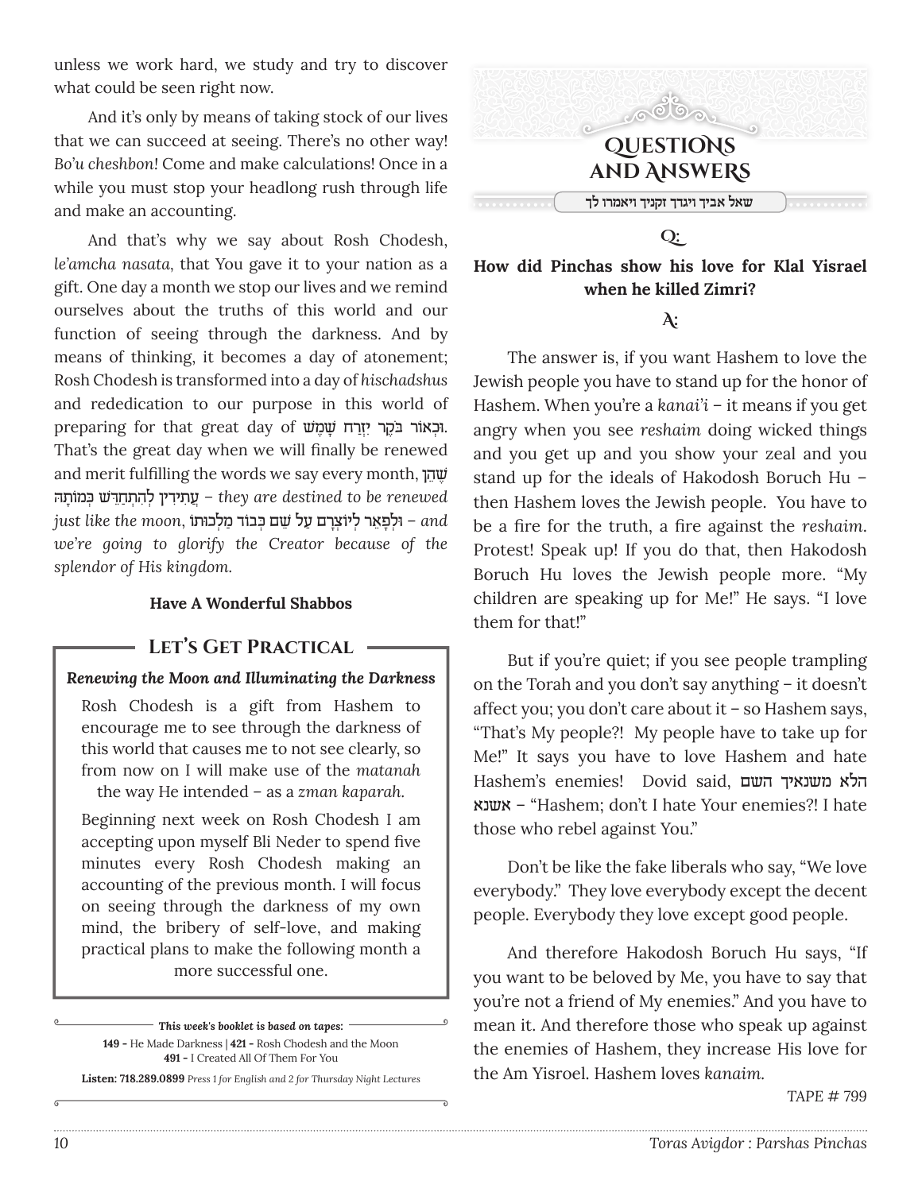unless we work hard, we study and try to discover what could be seen right now.

And it's only by means of taking stock of our lives that we can succeed at seeing. There's no other way! *Bo'u cheshbon!* Come and make calculations! Once in a while you must stop your headlong rush through life and make an accounting.

And that's why we say about Rosh Chodesh, *le'amcha nasata*, that You gave it to your nation as a gift. One day a month we stop our lives and we remind ourselves about the truths of this world and our function of seeing through the darkness. And by means of thinking, it becomes a day of atonement; Rosh Chodesh is transformed into a day of *hischadshus* and rededication to our purpose in this world of preparing for that great day of וּכְאוֹר בֹּקֶר יִזְרַח שָׁמֶשׁ. That's the great day when we will finally be renewed and merit fulfilling the words we say every month, שֶׁהֵן עֲתִידִין לְהִתְחַדֵּשׁ כְּמוֹתָהּ – *they are destined to be renewed just like the moon*, וּלְפָאֵר לְיוֹצְרָם עַל שֵׁם כְּבוֹד מַלְכוּתוֹ – *and we're going to glorify the Creator because of the splendor of His kingdom.*

**Have A Wonderful Shabbos**

## Let's Get Practical

***Renewing the Moon and Illuminating the Darkness***

Rosh Chodesh is a gift from Hashem to encourage me to see through the darkness of this world that causes me to not see clearly, so from now on I will make use of the *matanah* the way He intended – as a *zman kaparah.*

Beginning next week on Rosh Chodesh I am accepting upon myself Bli Neder to spend five minutes every Rosh Chodesh making an accounting of the previous month. I will focus on seeing through the darkness of my own mind, the bribery of self-love, and making practical plans to make the following month a more successful one.

***This week's booklet is based on tapes:***
**149 -** He Made Darkness | **421 -** Rosh Chodesh and the Moon
**491 -** I Created All Of Them For You

**Listen: 718.289.0899** *Press 1 for English and 2 for Thursday Night Lectures*

## Questions and Answers

**שאל אביך ויגדך זקניך ויאמרו לך**

**Q:**

**How did Pinchas show his love for Klal Yisrael when he killed Zimri?**

**A:**

The answer is, if you want Hashem to love the Jewish people you have to stand up for the honor of Hashem. When you're a *kanai'i* – it means if you get angry when you see *reshaim* doing wicked things and you get up and you show your zeal and you stand up for the ideals of Hakodosh Boruch Hu – then Hashem loves the Jewish people. You have to be a fire for the truth, a fire against the *reshaim*. Protest! Speak up! If you do that, then Hakodosh Boruch Hu loves the Jewish people more. "My children are speaking up for Me!" He says. "I love them for that!"

But if you're quiet; if you see people trampling on the Torah and you don't say anything – it doesn't affect you; you don't care about it – so Hashem says, "That's My people?! My people have to take up for Me!" It says you have to love Hashem and hate Hashem's enemies! Dovid said, הלא משנאיך השם אשנא – "Hashem; don't I hate Your enemies?! I hate those who rebel against You."

Don't be like the fake liberals who say, "We love everybody." They love everybody except the decent people. Everybody they love except good people.

And therefore Hakodosh Boruch Hu says, "If you want to be beloved by Me, you have to say that you're not a friend of My enemies." And you have to mean it. And therefore those who speak up against the enemies of Hashem, they increase His love for the Am Yisroel. Hashem loves *kanaim.*

TAPE # 799